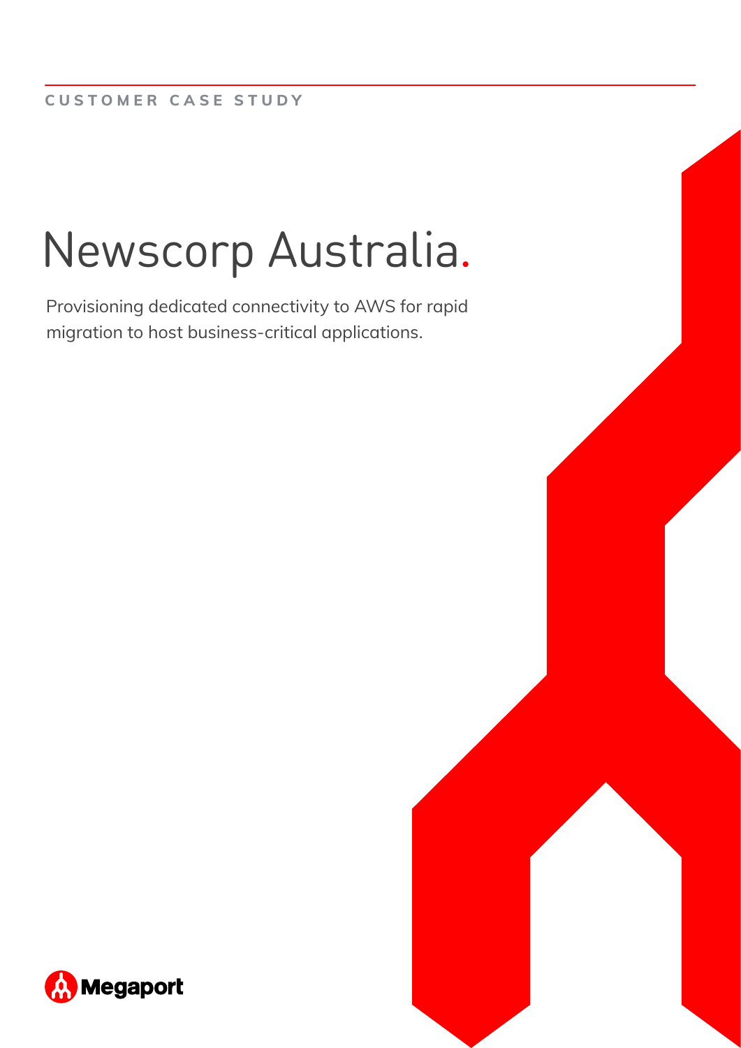CUSTOMER CASE STUDY

# Newscorp Australia.

Provisioning dedicated connectivity to AWS for rapid migration to host business-critical applications.

Megaport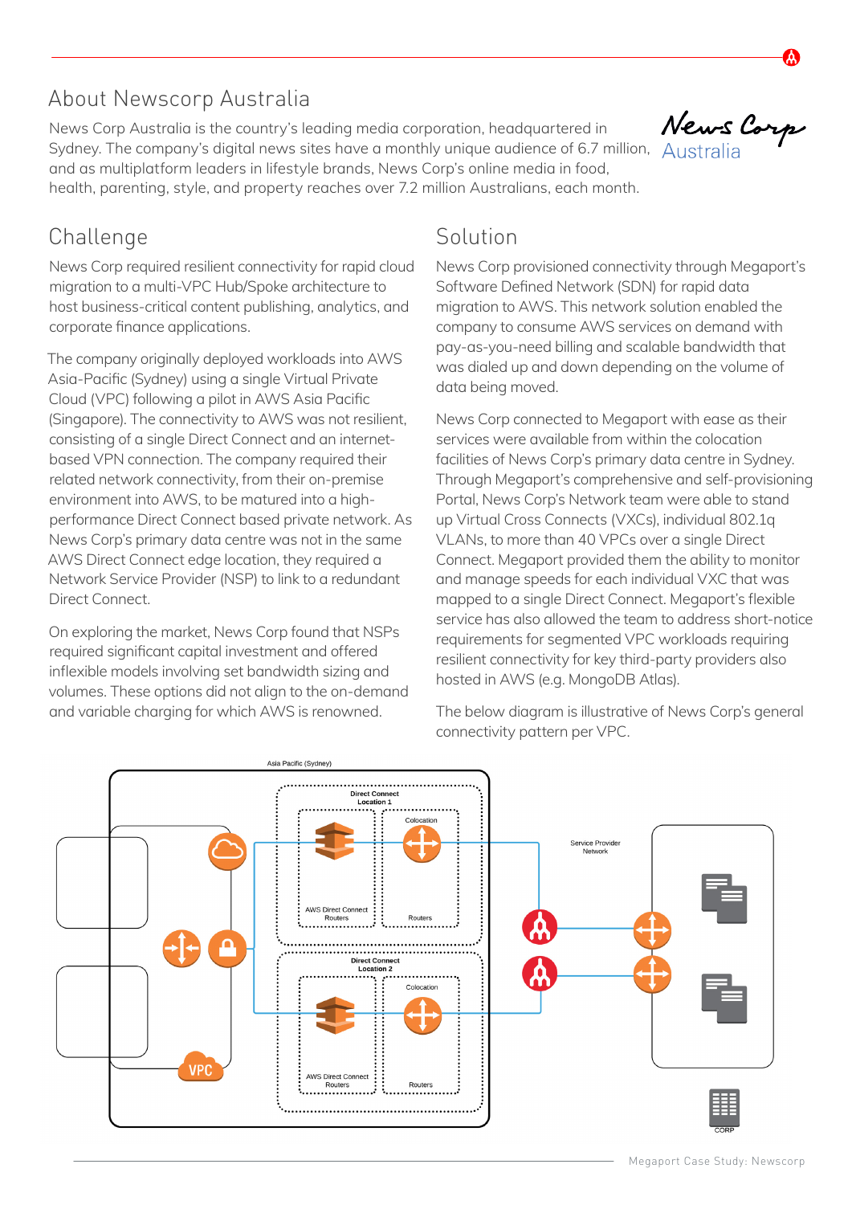## About Newscorp Australia

News Corp Australia is the country's leading media corporation, headquartered in Sydney. The company's digital news sites have a monthly unique audience of 6.7 million, and as multiplatform leaders in lifestyle brands, News Corp's online media in food, health, parenting, style, and property reaches over 7.2 million Australians, each month.

## Challenge

News Corp required resilient connectivity for rapid cloud migration to a multi-VPC Hub/Spoke architecture to host business-critical content publishing, analytics, and corporate finance applications.

The company originally deployed workloads into AWS Asia-Pacific (Sydney) using a single Virtual Private Cloud (VPC) following a pilot in AWS Asia Pacific (Singapore). The connectivity to AWS was not resilient, consisting of a single Direct Connect and an internet-based VPN connection. The company required their related network connectivity, from their on-premise environment into AWS, to be matured into a high-performance Direct Connect based private network. As News Corp's primary data centre was not in the same AWS Direct Connect edge location, they required a Network Service Provider (NSP) to link to a redundant Direct Connect.

On exploring the market, News Corp found that NSPs required significant capital investment and offered inflexible models involving set bandwidth sizing and volumes. These options did not align to the on-demand and variable charging for which AWS is renowned.

## Solution

News Corp provisioned connectivity through Megaport's Software Defined Network (SDN) for rapid data migration to AWS. This network solution enabled the company to consume AWS services on demand with pay-as-you-need billing and scalable bandwidth that was dialed up and down depending on the volume of data being moved.

News Corp connected to Megaport with ease as their services were available from within the colocation facilities of News Corp's primary data centre in Sydney. Through Megaport's comprehensive and self-provisioning Portal, News Corp's Network team were able to stand up Virtual Cross Connects (VXCs), individual 802.1q VLANs, to more than 40 VPCs over a single Direct Connect. Megaport provided them the ability to monitor and manage speeds for each individual VXC that was mapped to a single Direct Connect. Megaport's flexible service has also allowed the team to address short-notice requirements for segmented VPC workloads requiring resilient connectivity for key third-party providers also hosted in AWS (e.g. MongoDB Atlas).

The below diagram is illustrative of News Corp's general connectivity pattern per VPC.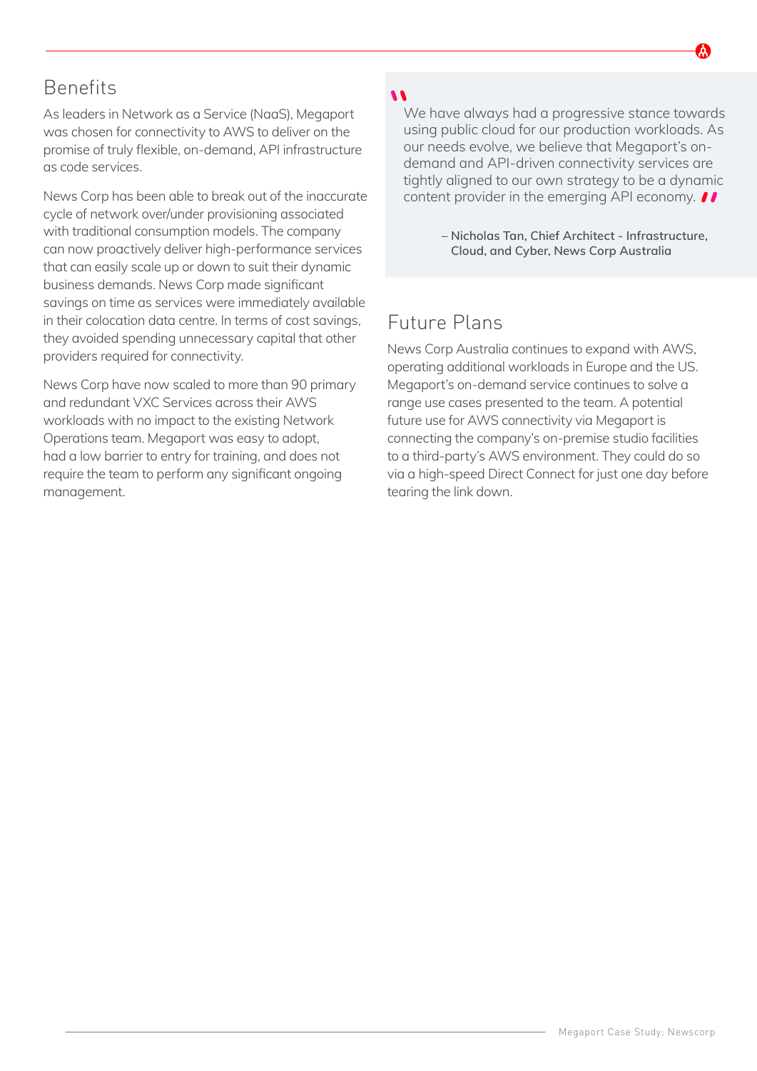## Benefits

As leaders in Network as a Service (NaaS), Megaport was chosen for connectivity to AWS to deliver on the promise of truly flexible, on-demand, API infrastructure as code services.

News Corp has been able to break out of the inaccurate cycle of network over/under provisioning associated with traditional consumption models. The company can now proactively deliver high-performance services that can easily scale up or down to suit their dynamic business demands. News Corp made significant savings on time as services were immediately available in their colocation data centre. In terms of cost savings, they avoided spending unnecessary capital that other providers required for connectivity.

News Corp have now scaled to more than 90 primary and redundant VXC Services across their AWS workloads with no impact to the existing Network Operations team. Megaport was easy to adopt, had a low barrier to entry for training, and does not require the team to perform any significant ongoing management.

> "We have always had a progressive stance towards using public cloud for our production workloads. As our needs evolve, we believe that Megaport's on-demand and API-driven connectivity services are tightly aligned to our own strategy to be a dynamic content provider in the emerging API economy."
>
> **– Nicholas Tan, Chief Architect - Infrastructure, Cloud, and Cyber, News Corp Australia**

## Future Plans

News Corp Australia continues to expand with AWS, operating additional workloads in Europe and the US. Megaport's on-demand service continues to solve a range use cases presented to the team. A potential future use for AWS connectivity via Megaport is connecting the company's on-premise studio facilities to a third-party's AWS environment. They could do so via a high-speed Direct Connect for just one day before tearing the link down.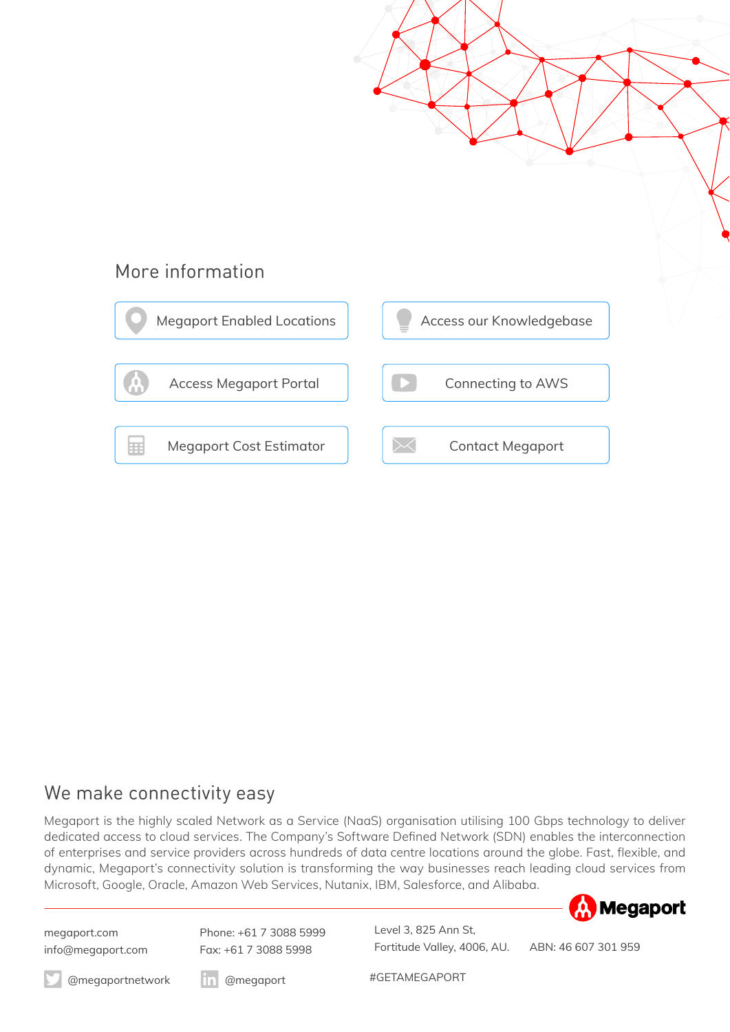## More information

- Megaport Enabled Locations
- Access our Knowledgebase
- Access Megaport Portal
- Connecting to AWS
- Megaport Cost Estimator
- Contact Megaport

## We make connectivity easy

Megaport is the highly scaled Network as a Service (NaaS) organisation utilising 100 Gbps technology to deliver dedicated access to cloud services. The Company's Software Defined Network (SDN) enables the interconnection of enterprises and service providers across hundreds of data centre locations around the globe. Fast, flexible, and dynamic, Megaport's connectivity solution is transforming the way businesses reach leading cloud services from Microsoft, Google, Oracle, Amazon Web Services, Nutanix, IBM, Salesforce, and Alibaba.

**Megaport**

megaport.com
info@megaport.com

Phone: +61 7 3088 5999
Fax: +61 7 3088 5998

Level 3, 825 Ann St,
Fortitude Valley, 4006, AU.

ABN: 46 607 301 959

@megaportnetwork

@megaport

#GETAMEGAPORT